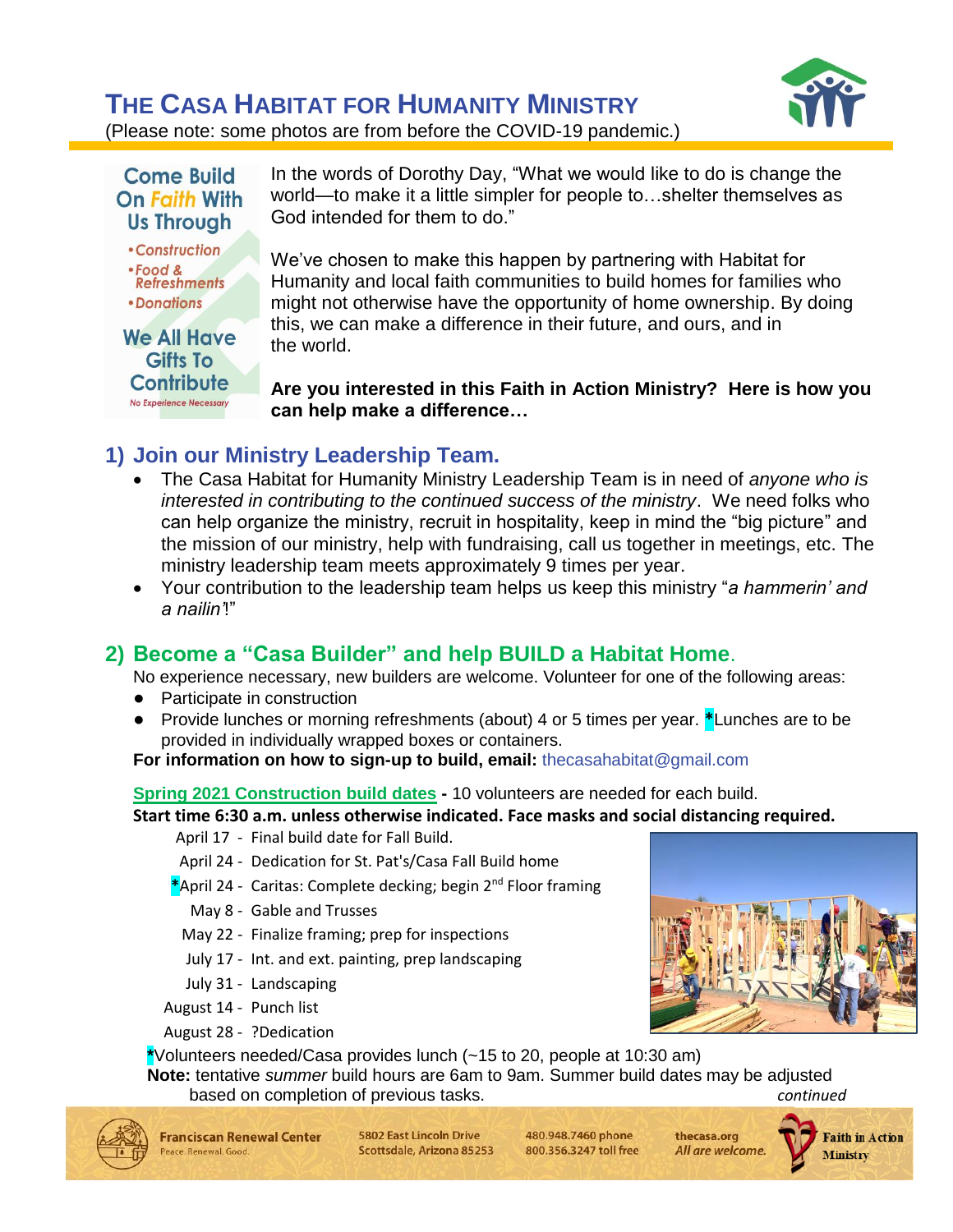# THE CASA HABITAT FOR HUMANITY MINISTRY

(Please note: some photos are from before the COVID-19 pandemic.)

**Come Build On Faith With Us Through**

- Construction
- Food & Refreshments
- Donations

**We All Have Gifts To Contribute**

No Experience Necessary

In the words of Dorothy Day, "What we would like to do is change the world—to make it a little simpler for people to…shelter themselves as God intended for them to do."

We've chosen to make this happen by partnering with Habitat for Humanity and local faith communities to build homes for families who might not otherwise have the opportunity of home ownership. By doing this, we can make a difference in their future, and ours, and in the world.

**Are you interested in this Faith in Action Ministry? Here is how you can help make a difference…**

## 1) Join our Ministry Leadership Team.

- The Casa Habitat for Humanity Ministry Leadership Team is in need of *anyone who is interested in contributing to the continued success of the ministry*. We need folks who can help organize the ministry, recruit in hospitality, keep in mind the "big picture" and the mission of our ministry, help with fundraising, call us together in meetings, etc. The ministry leadership team meets approximately 9 times per year.
- Your contribution to the leadership team helps us keep this ministry "*a hammerin' and a nailin'*!"

## 2) Become a "Casa Builder" and help BUILD a Habitat Home.

No experience necessary, new builders are welcome. Volunteer for one of the following areas:

- Participate in construction
- Provide lunches or morning refreshments (about) 4 or 5 times per year. *Lunches are to be provided in individually wrapped boxes or containers.

**For information on how to sign-up to build, email:** thecasahabitat@gmail.com

**Spring 2021 Construction build dates** - 10 volunteers are needed for each build.

**Start time 6:30 a.m. unless otherwise indicated. Face masks and social distancing required.**

- April 17 - Final build date for Fall Build.
- April 24 - Dedication for St. Pat's/Casa Fall Build home
- *April 24 - Caritas: Complete decking; begin 2nd Floor framing
- May 8 - Gable and Trusses
- May 22 - Finalize framing; prep for inspections
- July 17 - Int. and ext. painting, prep landscaping
- July 31 - Landscaping
- August 14 - Punch list
- August 28 - ?Dedication

*Volunteers needed/Casa provides lunch (~15 to 20, people at 10:30 am)

**Note:** tentative *summer* build hours are 6am to 9am. Summer build dates may be adjusted based on completion of previous tasks.

*continued*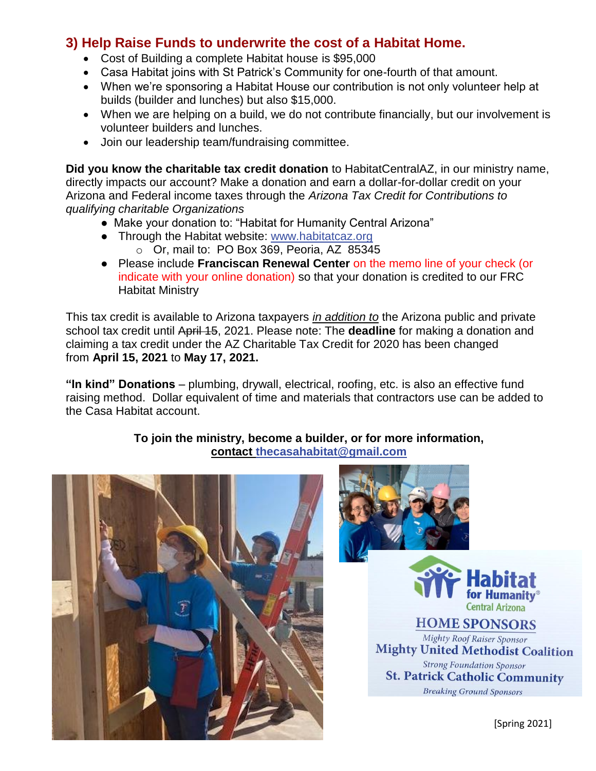## 3) Help Raise Funds to underwrite the cost of a Habitat Home.

- Cost of Building a complete Habitat house is $95,000
- Casa Habitat joins with St Patrick's Community for one-fourth of that amount.
- When we're sponsoring a Habitat House our contribution is not only volunteer help at builds (builder and lunches) but also $15,000.
- When we are helping on a build, we do not contribute financially, but our involvement is volunteer builders and lunches.
- Join our leadership team/fundraising committee.

**Did you know the charitable tax credit donation** to HabitatCentralAZ, in our ministry name, directly impacts our account? Make a donation and earn a dollar-for-dollar credit on your Arizona and Federal income taxes through the *Arizona Tax Credit for Contributions to qualifying charitable Organizations*

- Make your donation to: "Habitat for Humanity Central Arizona"
- Through the Habitat website: www.habitatcaz.org
  - Or, mail to: PO Box 369, Peoria, AZ 85345
- Please include **Franciscan Renewal Center** on the memo line of your check (or indicate with your online donation) so that your donation is credited to our FRC Habitat Ministry

This tax credit is available to Arizona taxpayers *in addition to* the Arizona public and private school tax credit until ~~April 15~~, 2021. Please note: The **deadline** for making a donation and claiming a tax credit under the AZ Charitable Tax Credit for 2020 has been changed from **April 15, 2021** to **May 17, 2021.**

**"In kind" Donations** – plumbing, drywall, electrical, roofing, etc. is also an effective fund raising method. Dollar equivalent of time and materials that contractors use can be added to the Casa Habitat account.

**To join the ministry, become a builder, or for more information, contact thecasahabitat@gmail.com**

Habitat for Humanity Central Arizona

HOME SPONSORS

Mighty Roof Raiser Sponsor

Mighty United Methodist Coalition

Strong Foundation Sponsor

St. Patrick Catholic Community

Breaking Ground Sponsors

[Spring 2021]